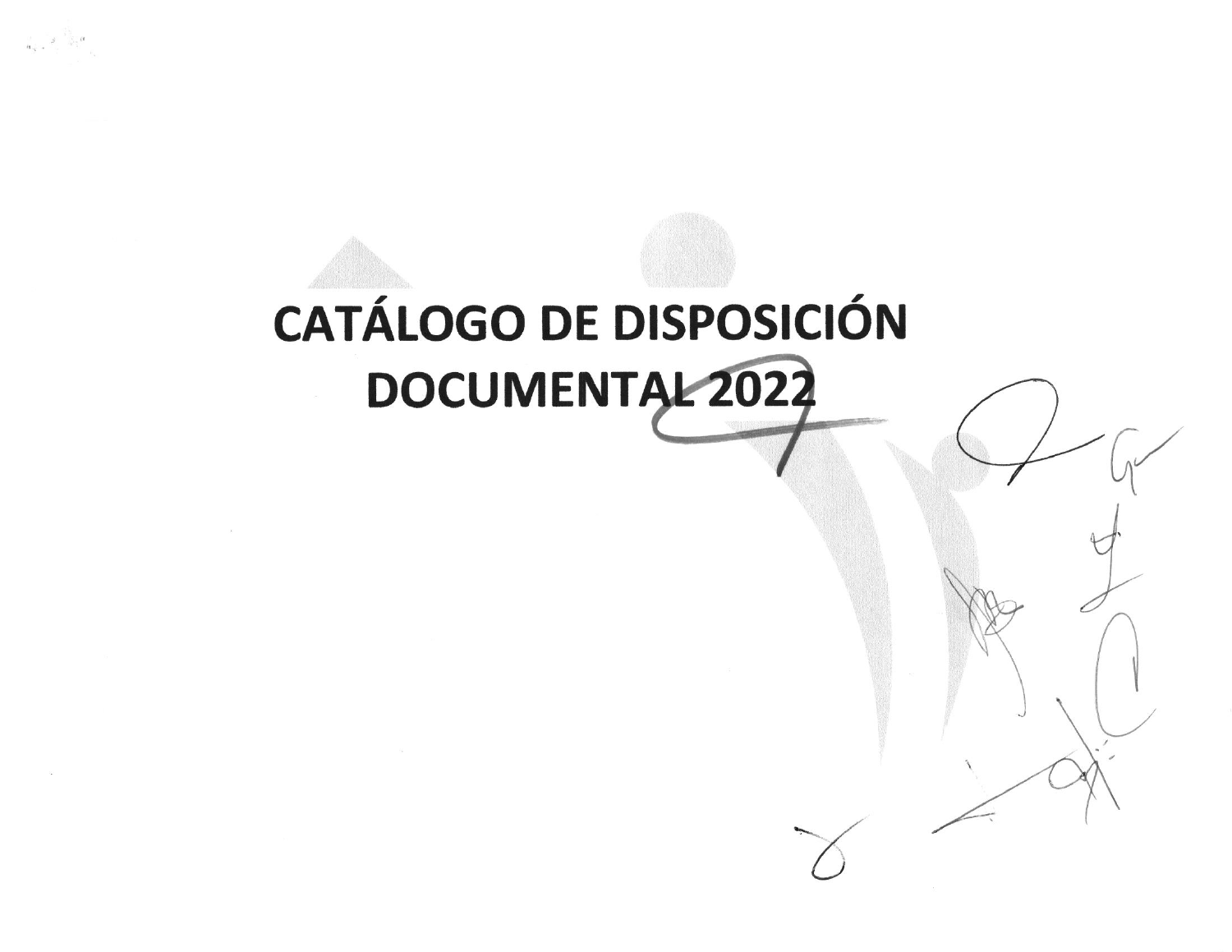# CATÁLOGO DE DISPOSICIÓN DOCUMENTAL 2022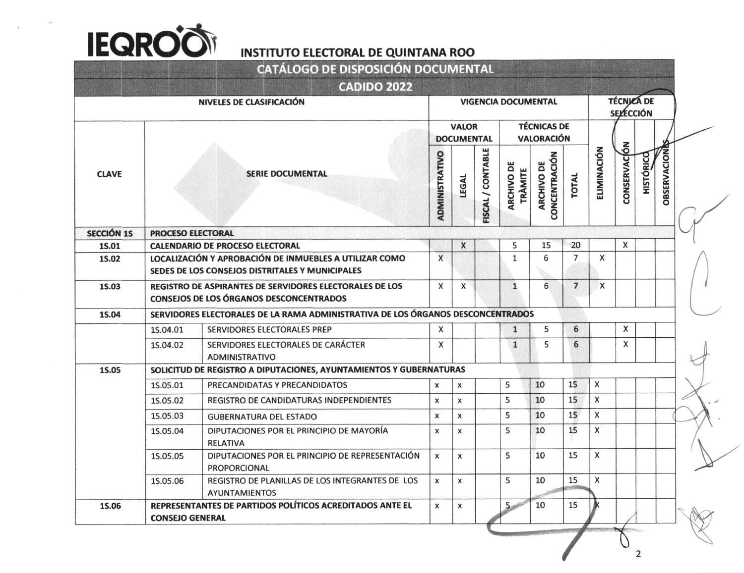# INSTITUTO ELECTORAL DE QUINTANA ROO

## CATÁLOGO DE DISPOSICIÓN DOCUMENTAL

## CADIDO 2022

| NIVELES DE CLASIFICACIÓN | | | VIGENCIA DOCUMENTAL | | | | | | TÉCNICA DE SELECCIÓN | | | |
|---|---|---|---|---|---|---|---|---|---|---|---|---|
| CLAVE | SERIE DOCUMENTAL | | VALOR DOCUMENTAL | | | TÉCNICAS DE VALORACIÓN | | | | | | |
| | | | ADMINISTRATIVO | LEGAL | FISCAL / CONTABLE | ARCHIVO DE TRÀMITE | ARCHIVO DE CONCENTRACIÓN | TOTAL | ELIMINACIÓN | CONSERVACIÓN | HISTÓRICO | OBSERVACIONES |
| SECCIÓN 1S | PROCESO ELECTORAL | | | | | | | | | | | |
| 1S.01 | CALENDARIO DE PROCESO ELECTORAL | | | X | | 5 | 15 | 20 | | X | | |
| 1S.02 | LOCALIZACIÓN Y APROBACIÓN DE INMUEBLES A UTILIZAR COMO SEDES DE LOS CONSEJOS DISTRITALES Y MUNICIPALES | | X | | | 1 | 6 | 7 | X | | | |
| 1S.03 | REGISTRO DE ASPIRANTES DE SERVIDORES ELECTORALES DE LOS CONSEJOS DE LOS ÓRGANOS DESCONCENTRADOS | | X | X | | 1 | 6 | 7 | X | | | |
| 1S.04 | SERVIDORES ELECTORALES DE LA RAMA ADMINISTRATIVA DE LOS ÓRGANOS DESCONCENTRADOS | | | | | | | | | | | |
| | 1S.04.01 | SERVIDORES ELECTORALES PREP | X | | | 1 | 5 | 6 | | X | | |
| | 1S.04.02 | SERVIDORES ELECTORALES DE CARÁCTER ADMINISTRATIVO | X | | | 1 | 5 | 6 | | X | | |
| 1S.05 | SOLICITUD DE REGISTRO A DIPUTACIONES, AYUNTAMIENTOS Y GUBERNATURAS | | | | | | | | | | | |
| | 1S.05.01 | PRECANDIDATAS Y PRECANDIDATOS | x | x | | 5 | 10 | 15 | X | | | |
| | 1S.05.02 | REGISTRO DE CANDIDATURAS INDEPENDIENTES | x | x | | 5 | 10 | 15 | X | | | |
| | 1S.05.03 | GUBERNATURA DEL ESTADO | x | x | | 5 | 10 | 15 | X | | | |
| | 1S.05.04 | DIPUTACIONES POR EL PRINCIPIO DE MAYORÍA RELATIVA | x | x | | 5 | 10 | 15 | X | | | |
| | 1S.05.05 | DIPUTACIONES POR EL PRINCIPIO DE REPRESENTACIÓN PROPORCIONAL | x | x | | 5 | 10 | 15 | X | | | |
| | 1S.05.06 | REGISTRO DE PLANILLAS DE LOS INTEGRANTES DE LOS AYUNTAMIENTOS | x | x | | 5 | 10 | 15 | X | | | |
| 1S.06 | REPRESENTANTES DE PARTIDOS POLÍTICOS ACREDITADOS ANTE EL CONSEJO GENERAL | | x | x | | 5 | 10 | 15 | X | | | |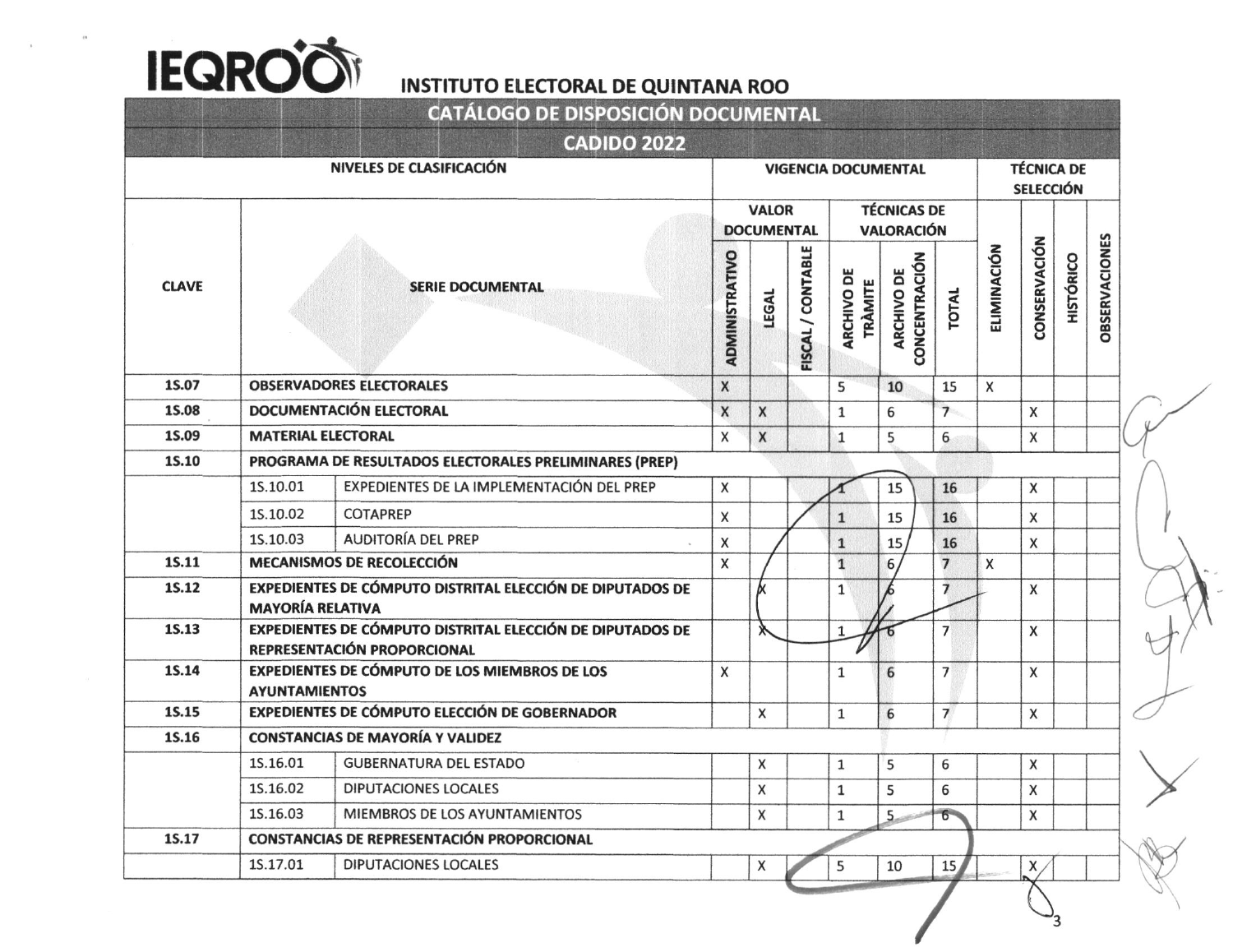# INSTITUTO ELECTORAL DE QUINTANA ROO

## CATÁLOGO DE DISPOSICIÓN DOCUMENTAL

## CADIDO 2022

| NIVELES DE CLASIFICACIÓN | | | VIGENCIA DOCUMENTAL | | | | | | TÉCNICA DE SELECCIÓN | | | |
|---|---|---|---|---|---|---|---|---|---|---|---|---|
| CLAVE | SERIE DOCUMENTAL | | VALOR DOCUMENTAL | | | TÉCNICAS DE VALORACIÓN | | | | | | |
| | | | ADMINISTRATIVO | LEGAL | FISCAL / CONTABLE | ARCHIVO DE TRÁMITE | ARCHIVO DE CONCENTRACIÓN | TOTAL | ELIMINACIÓN | CONSERVACIÓN | HISTÓRICO | OBSERVACIONES |
| 1S.07 | **OBSERVADORES ELECTORALES** | | X | | | 5 | 10 | 15 | X | | | |
| 1S.08 | **DOCUMENTACIÓN ELECTORAL** | | X | X | | 1 | 6 | 7 | | X | | |
| 1S.09 | **MATERIAL ELECTORAL** | | X | X | | 1 | 5 | 6 | | X | | |
| 1S.10 | **PROGRAMA DE RESULTADOS ELECTORALES PRELIMINARES (PREP)** | | | | | | | | | | | |
| | 1S.10.01 | EXPEDIENTES DE LA IMPLEMENTACIÓN DEL PREP | X | | | 1 | 15 | 16 | | X | | |
| | 1S.10.02 | COTAPREP | X | | | 1 | 15 | 16 | | X | | |
| | 1S.10.03 | AUDITORÍA DEL PREP | X | | | 1 | 15 | 16 | | X | | |
| 1S.11 | **MECANISMOS DE RECOLECCIÓN** | | X | | | 1 | 6 | 7 | X | | | |
| 1S.12 | **EXPEDIENTES DE CÓMPUTO DISTRITAL ELECCIÓN DE DIPUTADOS DE MAYORÍA RELATIVA** | | | X | | 1 | 6 | 7 | | X | | |
| 1S.13 | **EXPEDIENTES DE CÓMPUTO DISTRITAL ELECCIÓN DE DIPUTADOS DE REPRESENTACIÓN PROPORCIONAL** | | | X | | 1 | 6 | 7 | | X | | |
| 1S.14 | **EXPEDIENTES DE CÓMPUTO DE LOS MIEMBROS DE LOS AYUNTAMIENTOS** | | X | | | 1 | 6 | 7 | | X | | |
| 1S.15 | **EXPEDIENTES DE CÓMPUTO ELECCIÓN DE GOBERNADOR** | | | X | | 1 | 6 | 7 | | X | | |
| 1S.16 | **CONSTANCIAS DE MAYORÍA Y VALIDEZ** | | | | | | | | | | | |
| | 1S.16.01 | GUBERNATURA DEL ESTADO | | X | | 1 | 5 | 6 | | X | | |
| | 1S.16.02 | DIPUTACIONES LOCALES | | X | | 1 | 5 | 6 | | X | | |
| | 1S.16.03 | MIEMBROS DE LOS AYUNTAMIENTOS | | X | | 1 | 5 | 6 | | X | | |
| 1S.17 | **CONSTANCIAS DE REPRESENTACIÓN PROPORCIONAL** | | | | | | | | | | | |
| | 1S.17.01 | DIPUTACIONES LOCALES | | X | | 5 | 10 | 15 | | X | | |